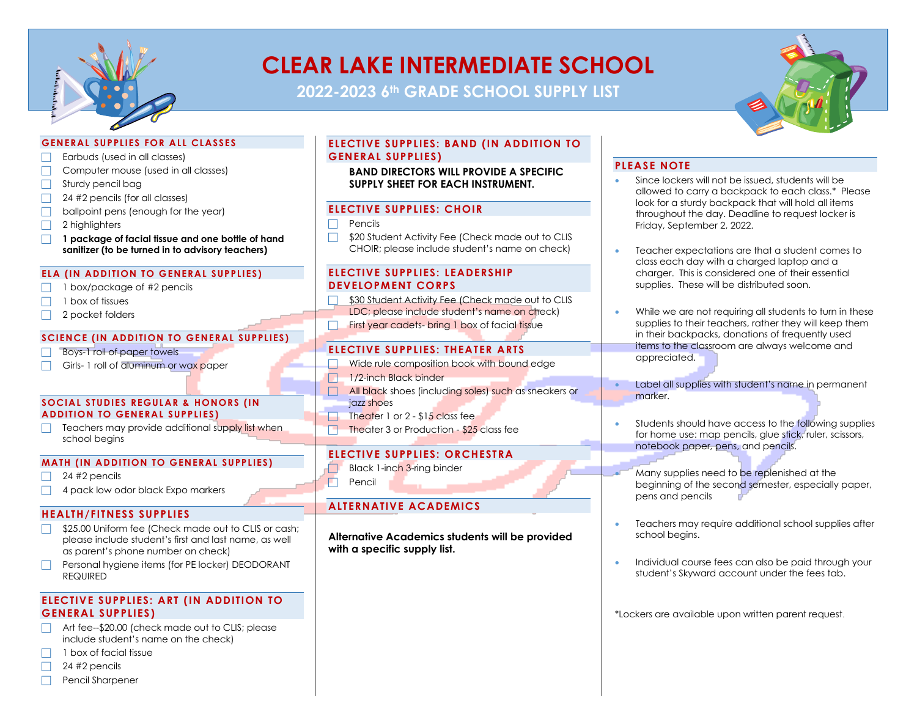# CLEAR LAKE INTERMEDIATE SCHOOL

## 2022-2023 6th GRADE SCHOOL SUPPLY LIST

### GENERAL SUPPLIES FOR ALL CLASSES

- ☐ Earbuds (used in all classes)
- ☐ Computer mouse (used in all classes)
- ☐ Sturdy pencil bag
- ☐ 24 #2 pencils (for all classes)
- ☐ ballpoint pens (enough for the year)
- ☐ 2 highlighters
- ☐ **1 package of facial tissue and one bottle of hand sanitizer (to be turned in to advisory teachers)**

### ELA (IN ADDITION TO GENERAL SUPPLIES)

- ☐ 1 box/package of #2 pencils
- ☐ 1 box of tissues
- ☐ 2 pocket folders

### SCIENCE (IN ADDITION TO GENERAL SUPPLIES)

- ☐ Boys-1 roll of paper towels
- ☐ Girls- 1 roll of aluminum or wax paper

### SOCIAL STUDIES REGULAR & HONORS (IN ADDITION TO GENERAL SUPPLIES)

- ☐ Teachers may provide additional supply list when school begins

### MATH (IN ADDITION TO GENERAL SUPPLIES)

- ☐ 24 #2 pencils
- ☐ 4 pack low odor black Expo markers

### HEALTH/FITNESS SUPPLIES

- ☐ $25.00 Uniform fee (Check made out to CLIS or cash; please include student's first and last name, as well as parent's phone number on check)
- ☐ Personal hygiene items (for PE locker) DEODORANT REQUIRED

### ELECTIVE SUPPLIES: ART (IN ADDITION TO GENERAL SUPPLIES)

- ☐ Art fee--$20.00 (check made out to CLIS; please include student's name on the check)
- ☐ 1 box of facial tissue
- ☐ 24 #2 pencils
- ☐ Pencil Sharpener

### ELECTIVE SUPPLIES: BAND (IN ADDITION TO GENERAL SUPPLIES)

**BAND DIRECTORS WILL PROVIDE A SPECIFIC SUPPLY SHEET FOR EACH INSTRUMENT.**

### ELECTIVE SUPPLIES: CHOIR

- ☐ Pencils
- ☐ $20 Student Activity Fee (Check made out to CLIS CHOIR; please include student's name on check)

### ELECTIVE SUPPLIES: LEADERSHIP DEVELOPMENT CORPS

- ☐ $30 Student Activity Fee (Check made out to CLIS LDC; please include student's name on check)
- ☐ First year cadets- bring 1 box of facial tissue

### ELECTIVE SUPPLIES: THEATER ARTS

- ☐ Wide rule composition book with bound edge
- ☐ 1/2-inch Black binder
- ☐ All black shoes (including soles) such as sneakers or jazz shoes
- ☐ Theater 1 or 2 - $15 class fee
- ☐ Theater 3 or Production - $25 class fee

### ELECTIVE SUPPLIES: ORCHESTRA

- ☐ Black 1-inch 3-ring binder
- ☐ Pencil

### ALTERNATIVE ACADEMICS

**Alternative Academics students will be provided with a specific supply list.**

### PLEASE NOTE

- Since lockers will not be issued, students will be allowed to carry a backpack to each class.* Please look for a sturdy backpack that will hold all items throughout the day. Deadline to request locker is Friday, September 2, 2022.
- Teacher expectations are that a student comes to class each day with a charged laptop and a charger. This is considered one of their essential supplies. These will be distributed soon.
- While we are not requiring all students to turn in these supplies to their teachers, rather they will keep them in their backpacks, donations of frequently used items to the classroom are always welcome and appreciated.
- Label all supplies with student's name in permanent marker.
- Students should have access to the following supplies for home use: map pencils, glue stick, ruler, scissors, notebook paper, pens, and pencils.
- Many supplies need to be replenished at the beginning of the second semester, especially paper, pens and pencils
- Teachers may require additional school supplies after school begins.
- Individual course fees can also be paid through your student's Skyward account under the fees tab.

*Lockers are available upon written parent request.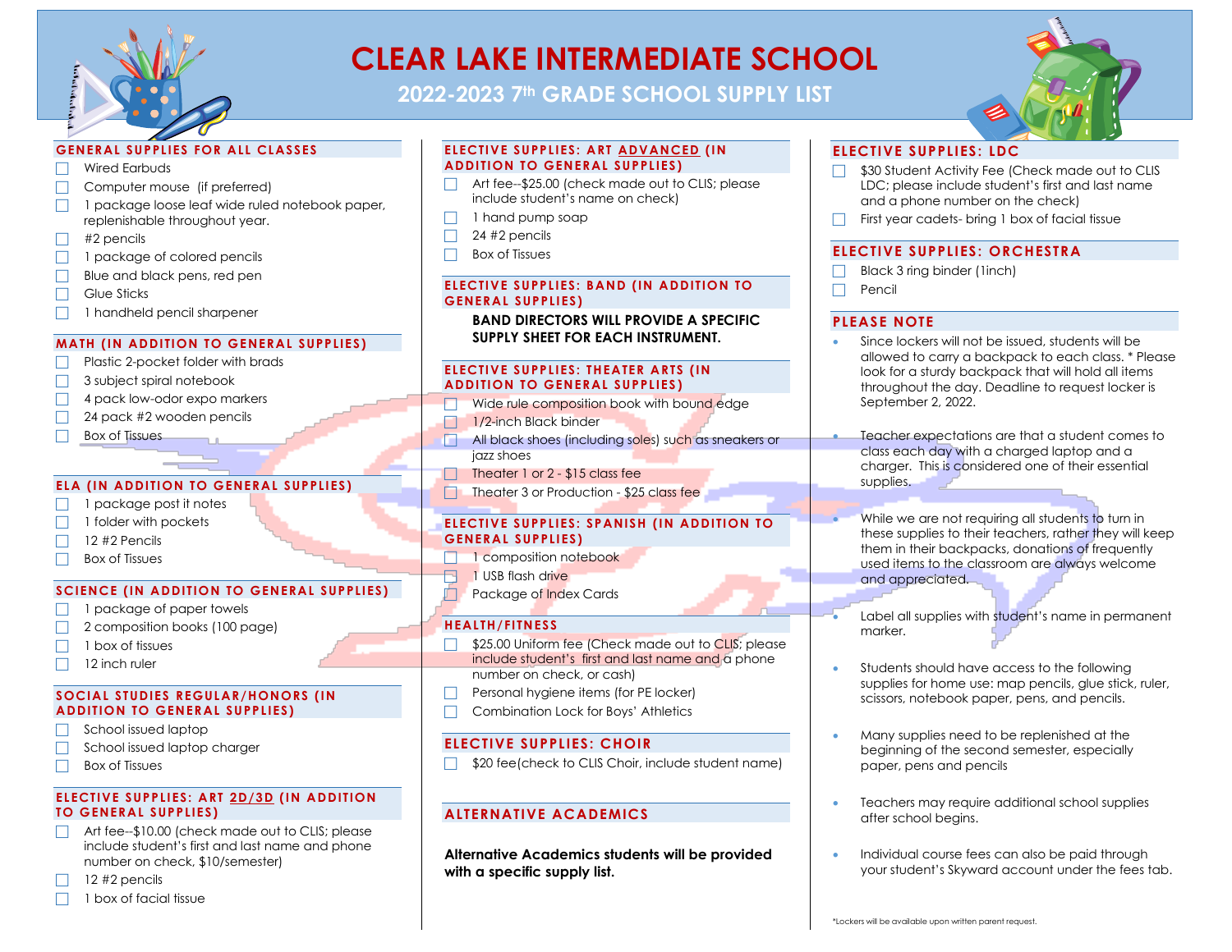# CLEAR LAKE INTERMEDIATE SCHOOL

## 2022-2023 7th GRADE SCHOOL SUPPLY LIST

### GENERAL SUPPLIES FOR ALL CLASSES

- ☐ Wired Earbuds
- ☐ Computer mouse (if preferred)
- ☐ 1 package loose leaf wide ruled notebook paper, replenishable throughout year.
- ☐ #2 pencils
- ☐ 1 package of colored pencils
- ☐ Blue and black pens, red pen
- ☐ Glue Sticks
- ☐ 1 handheld pencil sharpener

### MATH (IN ADDITION TO GENERAL SUPPLIES)

- ☐ Plastic 2-pocket folder with brads
- ☐ 3 subject spiral notebook
- ☐ 4 pack low-odor expo markers
- ☐ 24 pack #2 wooden pencils
- ☐ Box of Tissues

### ELA (IN ADDITION TO GENERAL SUPPLIES)

- ☐ 1 package post it notes
- ☐ 1 folder with pockets
- ☐ 12 #2 Pencils
- ☐ Box of Tissues

### SCIENCE (IN ADDITION TO GENERAL SUPPLIES)

- ☐ 1 package of paper towels
- ☐ 2 composition books (100 page)
- ☐ 1 box of tissues
- ☐ 12 inch ruler

### SOCIAL STUDIES REGULAR/HONORS (IN ADDITION TO GENERAL SUPPLIES)

- ☐ School issued laptop
- ☐ School issued laptop charger
- ☐ Box of Tissues

### ELECTIVE SUPPLIES: ART 2D/3D (IN ADDITION TO GENERAL SUPPLIES)

- ☐ Art fee--$10.00 (check made out to CLIS; please include student's first and last name and phone number on check, $10/semester)
- ☐ 12 #2 pencils
- ☐ 1 box of facial tissue

### ELECTIVE SUPPLIES: ART ADVANCED (IN ADDITION TO GENERAL SUPPLIES)

- ☐ Art fee--$25.00 (check made out to CLIS; please include student's name on check)
- ☐ 1 hand pump soap
- ☐ 24 #2 pencils
- ☐ Box of Tissues

### ELECTIVE SUPPLIES: BAND (IN ADDITION TO GENERAL SUPPLIES)

**BAND DIRECTORS WILL PROVIDE A SPECIFIC SUPPLY SHEET FOR EACH INSTRUMENT.**

### ELECTIVE SUPPLIES: THEATER ARTS (IN ADDITION TO GENERAL SUPPLIES)

- ☐ Wide rule composition book with bound edge
- ☐ 1/2-inch Black binder
- ☐ All black shoes (including soles) such as sneakers or jazz shoes
- ☐ Theater 1 or 2 - $15 class fee
- ☐ Theater 3 or Production - $25 class fee

### ELECTIVE SUPPLIES: SPANISH (IN ADDITION TO GENERAL SUPPLIES)

- ☐ 1 composition notebook
- ☐ 1 USB flash drive
- ☐ Package of Index Cards

### HEALTH/FITNESS

- ☐ $25.00 Uniform fee (Check made out to CLIS; please include student's first and last name and a phone number on check, or cash)
- ☐ Personal hygiene items (for PE locker)
- ☐ Combination Lock for Boys' Athletics

### ELECTIVE SUPPLIES: CHOIR

- ☐ $20 fee(check to CLIS Choir, include student name)

### ALTERNATIVE ACADEMICS

**Alternative Academics students will be provided with a specific supply list.**

### ELECTIVE SUPPLIES: LDC

- ☐ $30 Student Activity Fee (Check made out to CLIS LDC; please include student's first and last name and a phone number on the check)
- ☐ First year cadets- bring 1 box of facial tissue

### ELECTIVE SUPPLIES: ORCHESTRA

- ☐ Black 3 ring binder (1inch)
- ☐ Pencil

### PLEASE NOTE

- Since lockers will not be issued, students will be allowed to carry a backpack to each class. * Please look for a sturdy backpack that will hold all items throughout the day. Deadline to request locker is September 2, 2022.
- Teacher expectations are that a student comes to class each day with a charged laptop and a charger. This is considered one of their essential supplies.
- While we are not requiring all students to turn in these supplies to their teachers, rather they will keep them in their backpacks, donations of frequently used items to the classroom are always welcome and appreciated.
- Label all supplies with student's name in permanent marker.
- Students should have access to the following supplies for home use: map pencils, glue stick, ruler, scissors, notebook paper, pens, and pencils.
- Many supplies need to be replenished at the beginning of the second semester, especially paper, pens and pencils
- Teachers may require additional school supplies after school begins.
- Individual course fees can also be paid through your student's Skyward account under the fees tab.

*Lockers will be available upon written parent request.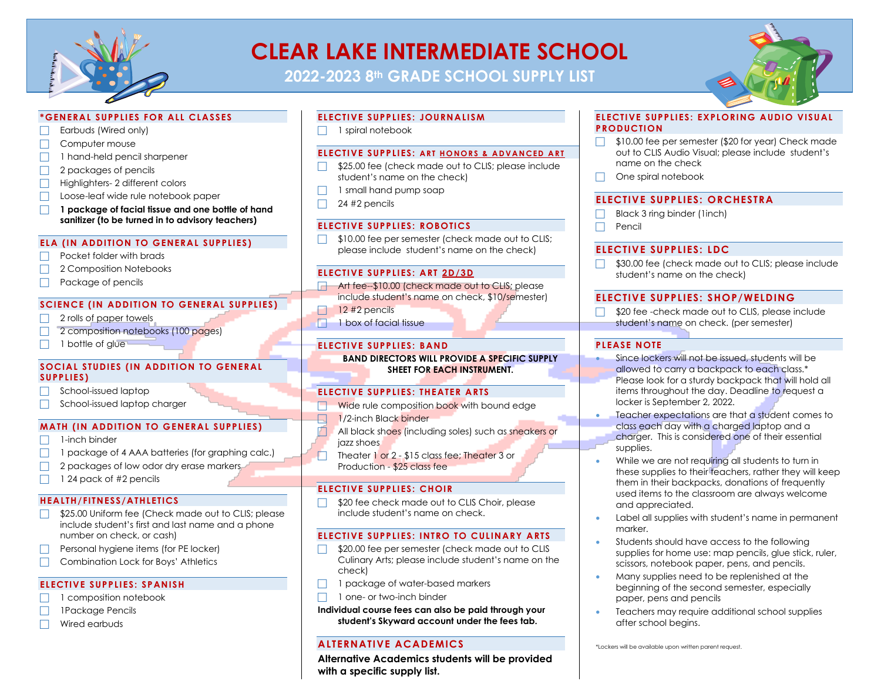# CLEAR LAKE INTERMEDIATE SCHOOL

## 2022-2023 8th GRADE SCHOOL SUPPLY LIST

### *GENERAL SUPPLIES FOR ALL CLASSES

- ☐ Earbuds (Wired only)
- ☐ Computer mouse
- ☐ 1 hand-held pencil sharpener
- ☐ 2 packages of pencils
- ☐ Highlighters- 2 different colors
- ☐ Loose-leaf wide rule notebook paper
- ☐ **1 package of facial tissue and one bottle of hand sanitizer (to be turned in to advisory teachers)**

### ELA (IN ADDITION TO GENERAL SUPPLIES)

- ☐ Pocket folder with brads
- ☐ 2 Composition Notebooks
- ☐ Package of pencils

### SCIENCE (IN ADDITION TO GENERAL SUPPLIES)

- ☐ 2 rolls of paper towels
- ☐ 2 composition notebooks (100 pages)
- ☐ 1 bottle of glue

### SOCIAL STUDIES (IN ADDITION TO GENERAL SUPPLIES)

- ☐ School-issued laptop
- ☐ School-issued laptop charger

### MATH (IN ADDITION TO GENERAL SUPPLIES)

- ☐ 1-inch binder
- ☐ 1 package of 4 AAA batteries (for graphing calc.)
- ☐ 2 packages of low odor dry erase markers
- ☐ 1 24 pack of #2 pencils

### HEALTH/FITNESS/ATHLETICS

- ☐ $25.00 Uniform fee (Check made out to CLIS; please include student's first and last name and a phone number on check, or cash)
- ☐ Personal hygiene items (for PE locker)
- ☐ Combination Lock for Boys' Athletics

### ELECTIVE SUPPLIES: SPANISH

- ☐ 1 composition notebook
- ☐ 1Package Pencils
- ☐ Wired earbuds

### ELECTIVE SUPPLIES: JOURNALISM

- ☐ 1 spiral notebook

### ELECTIVE SUPPLIES: ART HONORS & ADVANCED ART

- ☐ $25.00 fee (check made out to CLIS; please include student's name on the check)
- ☐ 1 small hand pump soap
- ☐ 24 #2 pencils

### ELECTIVE SUPPLIES: ROBOTICS

- ☐ $10.00 fee per semester (check made out to CLIS; please include student's name on the check)

### ELECTIVE SUPPLIES: ART 2D/3D

- ☐ ~~Art fee--$10.00 (check made out to CLIS; please include student's name on check, $10/semester)~~
- ☐ 12 #2 pencils
- ☐ 1 box of facial tissue

### ELECTIVE SUPPLIES: BAND

**BAND DIRECTORS WILL PROVIDE A SPECIFIC SUPPLY SHEET FOR EACH INSTRUMENT.**

### ELECTIVE SUPPLIES: THEATER ARTS

- ☐ Wide rule composition book with bound edge
- ☐ 1/2-inch Black binder
- ☐ All black shoes (including soles) such as sneakers or jazz shoes
- ☐ Theater 1 or 2 - $15 class fee; Theater 3 or Production - $25 class fee

### ELECTIVE SUPPLIES: CHOIR

- ☐ $20 fee check made out to CLIS Choir, please include student's name on check.

### ELECTIVE SUPPLIES: INTRO TO CULINARY ARTS

- ☐ $20.00 fee per semester (check made out to CLIS Culinary Arts; please include student's name on the check)
- ☐ 1 package of water-based markers
- ☐ 1 one- or two-inch binder

**Individual course fees can also be paid through your student's Skyward account under the fees tab.**

### ALTERNATIVE ACADEMICS

**Alternative Academics students will be provided with a specific supply list.**

### ELECTIVE SUPPLIES: EXPLORING AUDIO VISUAL PRODUCTION

- ☐ $10.00 fee per semester ($20 for year) Check made out to CLIS Audio Visual; please include student's name on the check
- ☐ One spiral notebook

### ELECTIVE SUPPLIES: ORCHESTRA

- ☐ Black 3 ring binder (1inch)
- ☐ Pencil

### ELECTIVE SUPPLIES: LDC

- ☐ $30.00 fee (check made out to CLIS; please include student's name on the check)

### ELECTIVE SUPPLIES: SHOP/WELDING

- ☐ $20 fee -check made out to CLIS, please include student's name on check. (per semester)

### PLEASE NOTE

- Since lockers will not be issued, students will be allowed to carry a backpack to each class.* Please look for a sturdy backpack that will hold all items throughout the day. Deadline to request a locker is September 2, 2022.
- Teacher expectations are that a student comes to class each day with a charged laptop and a charger. This is considered one of their essential supplies.
- While we are not requiring all students to turn in these supplies to their teachers, rather they will keep them in their backpacks, donations of frequently used items to the classroom are always welcome and appreciated.
- Label all supplies with student's name in permanent marker.
- Students should have access to the following supplies for home use: map pencils, glue stick, ruler, scissors, notebook paper, pens, and pencils.
- Many supplies need to be replenished at the beginning of the second semester, especially paper, pens and pencils
- Teachers may require additional school supplies after school begins.

*Lockers will be available upon written parent request.